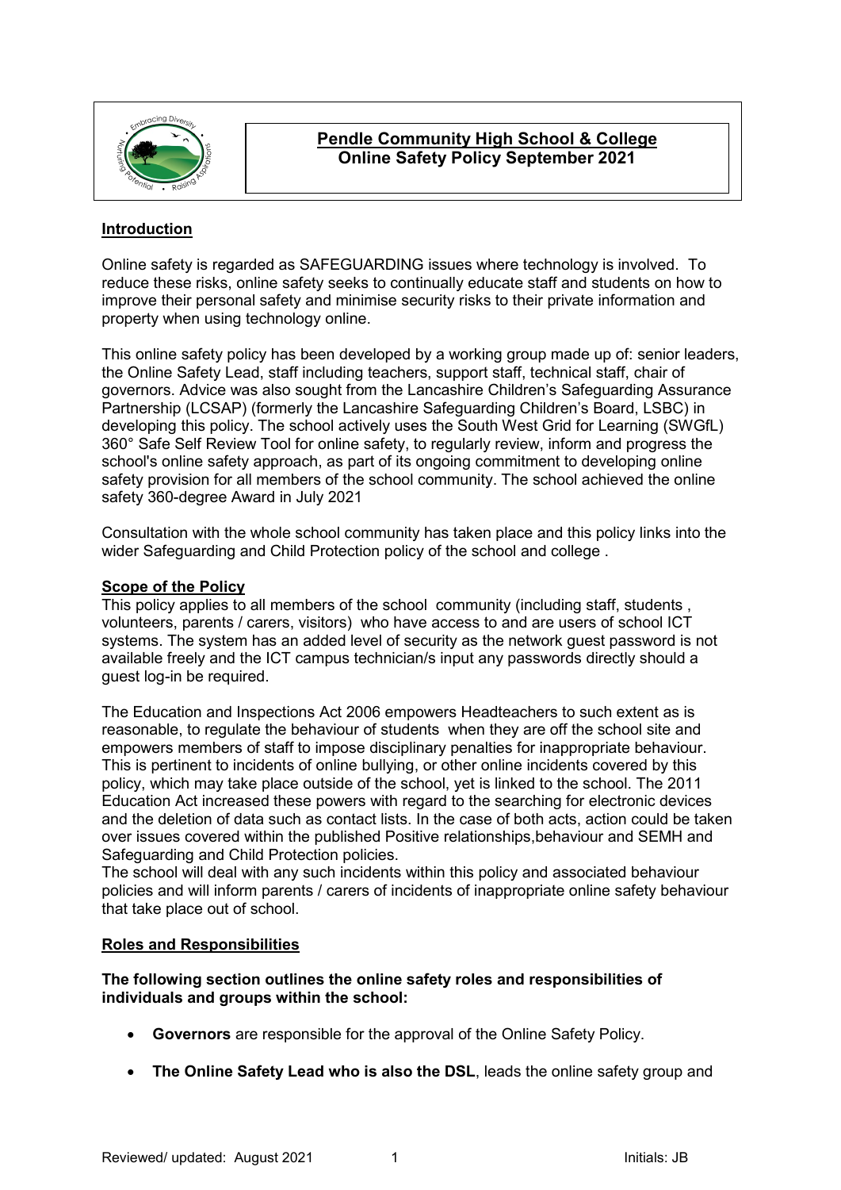# Pendle Community High School & College
## Online Safety Policy September 2021

**Introduction**

Online safety is regarded as SAFEGUARDING issues where technology is involved. To reduce these risks, online safety seeks to continually educate staff and students on how to improve their personal safety and minimise security risks to their private information and property when using technology online.

This online safety policy has been developed by a working group made up of: senior leaders, the Online Safety Lead, staff including teachers, support staff, technical staff, chair of governors. Advice was also sought from the Lancashire Children's Safeguarding Assurance Partnership (LCSAP) (formerly the Lancashire Safeguarding Children's Board, LSBC) in developing this policy. The school actively uses the South West Grid for Learning (SWGfL) 360° Safe Self Review Tool for online safety, to regularly review, inform and progress the school's online safety approach, as part of its ongoing commitment to developing online safety provision for all members of the school community. The school achieved the online safety 360-degree Award in July 2021

Consultation with the whole school community has taken place and this policy links into the wider Safeguarding and Child Protection policy of the school and college .

**Scope of the Policy**

This policy applies to all members of the school community (including staff, students , volunteers, parents / carers, visitors) who have access to and are users of school ICT systems. The system has an added level of security as the network guest password is not available freely and the ICT campus technician/s input any passwords directly should a guest log-in be required.

The Education and Inspections Act 2006 empowers Headteachers to such extent as is reasonable, to regulate the behaviour of students when they are off the school site and empowers members of staff to impose disciplinary penalties for inappropriate behaviour. This is pertinent to incidents of online bullying, or other online incidents covered by this policy, which may take place outside of the school, yet is linked to the school. The 2011 Education Act increased these powers with regard to the searching for electronic devices and the deletion of data such as contact lists. In the case of both acts, action could be taken over issues covered within the published Positive relationships,behaviour and SEMH and Safeguarding and Child Protection policies.

The school will deal with any such incidents within this policy and associated behaviour policies and will inform parents / carers of incidents of inappropriate online safety behaviour that take place out of school.

**Roles and Responsibilities**

**The following section outlines the online safety roles and responsibilities of individuals and groups within the school:**

- **Governors** are responsible for the approval of the Online Safety Policy.
- **The Online Safety Lead who is also the DSL**, leads the online safety group and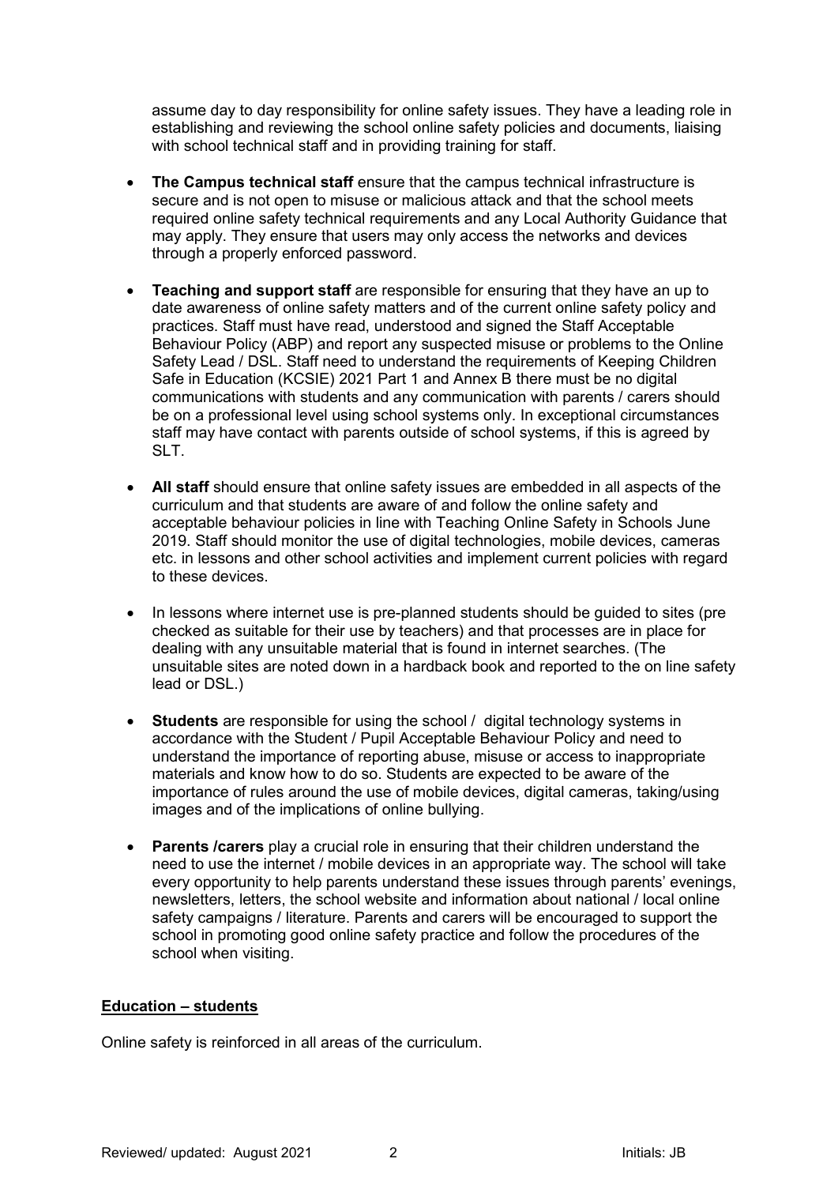assume day to day responsibility for online safety issues. They have a leading role in establishing and reviewing the school online safety policies and documents, liaising with school technical staff and in providing training for staff.

- **The Campus technical staff** ensure that the campus technical infrastructure is secure and is not open to misuse or malicious attack and that the school meets required online safety technical requirements and any Local Authority Guidance that may apply. They ensure that users may only access the networks and devices through a properly enforced password.
- **Teaching and support staff** are responsible for ensuring that they have an up to date awareness of online safety matters and of the current online safety policy and practices. Staff must have read, understood and signed the Staff Acceptable Behaviour Policy (ABP) and report any suspected misuse or problems to the Online Safety Lead / DSL. Staff need to understand the requirements of Keeping Children Safe in Education (KCSIE) 2021 Part 1 and Annex B there must be no digital communications with students and any communication with parents / carers should be on a professional level using school systems only. In exceptional circumstances staff may have contact with parents outside of school systems, if this is agreed by SLT.
- **All staff** should ensure that online safety issues are embedded in all aspects of the curriculum and that students are aware of and follow the online safety and acceptable behaviour policies in line with Teaching Online Safety in Schools June 2019. Staff should monitor the use of digital technologies, mobile devices, cameras etc. in lessons and other school activities and implement current policies with regard to these devices.
- In lessons where internet use is pre-planned students should be guided to sites (pre checked as suitable for their use by teachers) and that processes are in place for dealing with any unsuitable material that is found in internet searches. (The unsuitable sites are noted down in a hardback book and reported to the on line safety lead or DSL.)
- **Students** are responsible for using the school / digital technology systems in accordance with the Student / Pupil Acceptable Behaviour Policy and need to understand the importance of reporting abuse, misuse or access to inappropriate materials and know how to do so. Students are expected to be aware of the importance of rules around the use of mobile devices, digital cameras, taking/using images and of the implications of online bullying.
- **Parents /carers** play a crucial role in ensuring that their children understand the need to use the internet / mobile devices in an appropriate way. The school will take every opportunity to help parents understand these issues through parents' evenings, newsletters, letters, the school website and information about national / local online safety campaigns / literature. Parents and carers will be encouraged to support the school in promoting good online safety practice and follow the procedures of the school when visiting.

**Education – students**

Online safety is reinforced in all areas of the curriculum.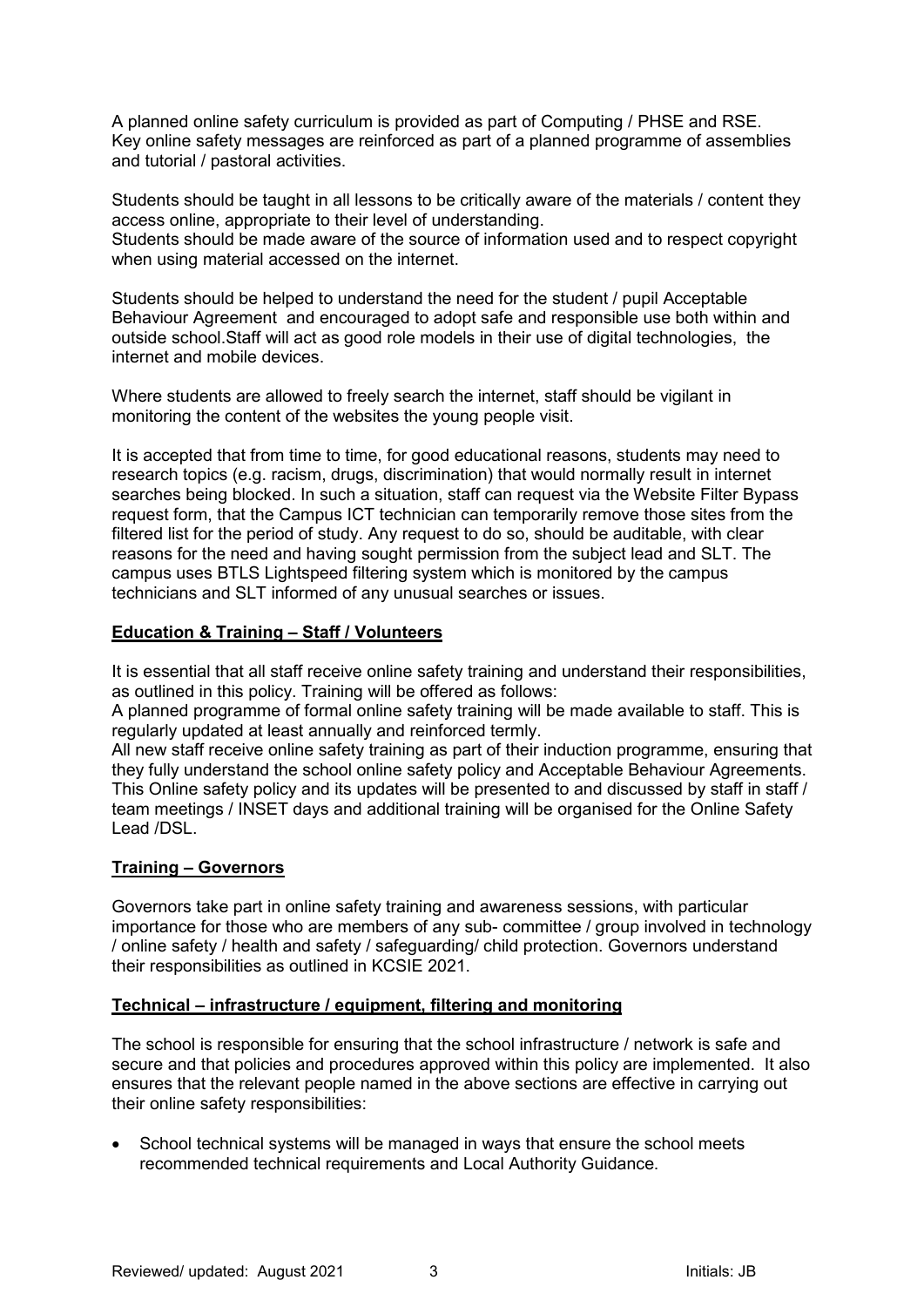A planned online safety curriculum is provided as part of Computing / PHSE and RSE. Key online safety messages are reinforced as part of a planned programme of assemblies and tutorial / pastoral activities.

Students should be taught in all lessons to be critically aware of the materials / content they access online, appropriate to their level of understanding.
Students should be made aware of the source of information used and to respect copyright when using material accessed on the internet.

Students should be helped to understand the need for the student / pupil Acceptable Behaviour Agreement and encouraged to adopt safe and responsible use both within and outside school.Staff will act as good role models in their use of digital technologies, the internet and mobile devices.

Where students are allowed to freely search the internet, staff should be vigilant in monitoring the content of the websites the young people visit.

It is accepted that from time to time, for good educational reasons, students may need to research topics (e.g. racism, drugs, discrimination) that would normally result in internet searches being blocked. In such a situation, staff can request via the Website Filter Bypass request form, that the Campus ICT technician can temporarily remove those sites from the filtered list for the period of study. Any request to do so, should be auditable, with clear reasons for the need and having sought permission from the subject lead and SLT. The campus uses BTLS Lightspeed filtering system which is monitored by the campus technicians and SLT informed of any unusual searches or issues.

**Education & Training – Staff / Volunteers**

It is essential that all staff receive online safety training and understand their responsibilities, as outlined in this policy. Training will be offered as follows:
A planned programme of formal online safety training will be made available to staff. This is regularly updated at least annually and reinforced termly.
All new staff receive online safety training as part of their induction programme, ensuring that they fully understand the school online safety policy and Acceptable Behaviour Agreements. This Online safety policy and its updates will be presented to and discussed by staff in staff / team meetings / INSET days and additional training will be organised for the Online Safety Lead /DSL.

**Training – Governors**

Governors take part in online safety training and awareness sessions, with particular importance for those who are members of any sub- committee / group involved in technology / online safety / health and safety / safeguarding/ child protection. Governors understand their responsibilities as outlined in KCSIE 2021.

**Technical – infrastructure / equipment, filtering and monitoring**

The school is responsible for ensuring that the school infrastructure / network is safe and secure and that policies and procedures approved within this policy are implemented. It also ensures that the relevant people named in the above sections are effective in carrying out their online safety responsibilities:

- School technical systems will be managed in ways that ensure the school meets recommended technical requirements and Local Authority Guidance.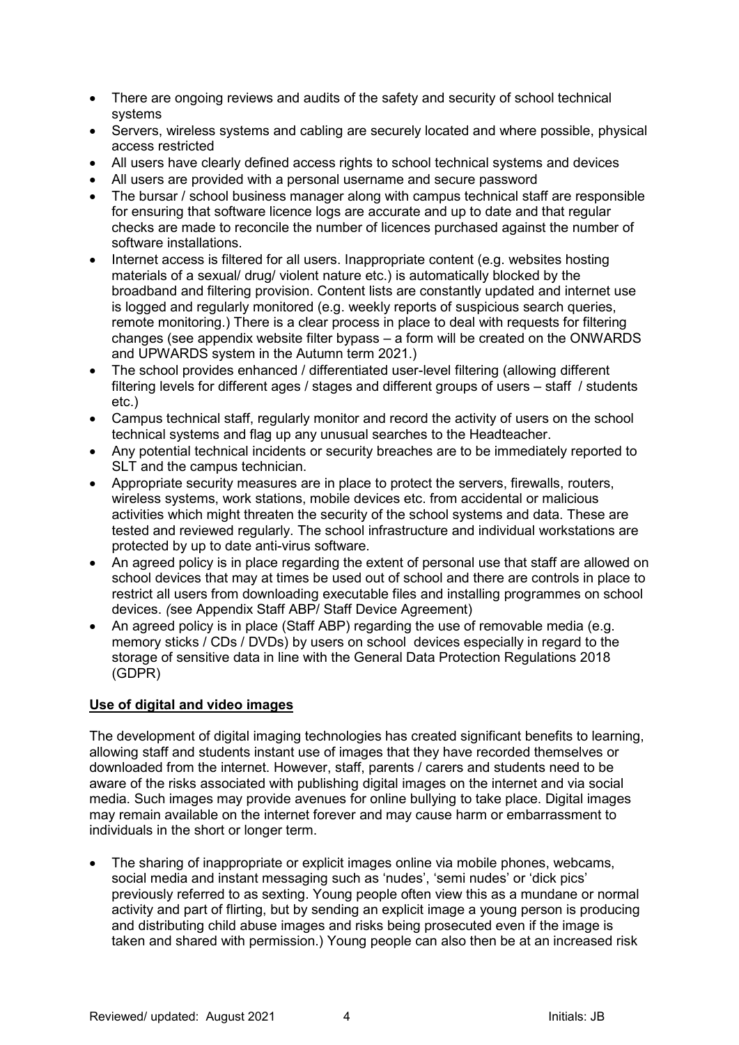- There are ongoing reviews and audits of the safety and security of school technical systems
- Servers, wireless systems and cabling are securely located and where possible, physical access restricted
- All users have clearly defined access rights to school technical systems and devices
- All users are provided with a personal username and secure password
- The bursar / school business manager along with campus technical staff are responsible for ensuring that software licence logs are accurate and up to date and that regular checks are made to reconcile the number of licences purchased against the number of software installations.
- Internet access is filtered for all users. Inappropriate content (e.g. websites hosting materials of a sexual/ drug/ violent nature etc.) is automatically blocked by the broadband and filtering provision. Content lists are constantly updated and internet use is logged and regularly monitored (e.g. weekly reports of suspicious search queries, remote monitoring.) There is a clear process in place to deal with requests for filtering changes (see appendix website filter bypass – a form will be created on the ONWARDS and UPWARDS system in the Autumn term 2021.)
- The school provides enhanced / differentiated user-level filtering (allowing different filtering levels for different ages / stages and different groups of users – staff / students etc.)
- Campus technical staff, regularly monitor and record the activity of users on the school technical systems and flag up any unusual searches to the Headteacher.
- Any potential technical incidents or security breaches are to be immediately reported to SLT and the campus technician.
- Appropriate security measures are in place to protect the servers, firewalls, routers, wireless systems, work stations, mobile devices etc. from accidental or malicious activities which might threaten the security of the school systems and data. These are tested and reviewed regularly. The school infrastructure and individual workstations are protected by up to date anti-virus software.
- An agreed policy is in place regarding the extent of personal use that staff are allowed on school devices that may at times be used out of school and there are controls in place to restrict all users from downloading executable files and installing programmes on school devices. *(*see Appendix Staff ABP/ Staff Device Agreement)
- An agreed policy is in place (Staff ABP) regarding the use of removable media (e.g. memory sticks / CDs / DVDs) by users on school devices especially in regard to the storage of sensitive data in line with the General Data Protection Regulations 2018 (GDPR)

**Use of digital and video images**

The development of digital imaging technologies has created significant benefits to learning, allowing staff and students instant use of images that they have recorded themselves or downloaded from the internet. However, staff, parents / carers and students need to be aware of the risks associated with publishing digital images on the internet and via social media. Such images may provide avenues for online bullying to take place. Digital images may remain available on the internet forever and may cause harm or embarrassment to individuals in the short or longer term.

- The sharing of inappropriate or explicit images online via mobile phones, webcams, social media and instant messaging such as 'nudes', 'semi nudes' or 'dick pics' previously referred to as sexting. Young people often view this as a mundane or normal activity and part of flirting, but by sending an explicit image a young person is producing and distributing child abuse images and risks being prosecuted even if the image is taken and shared with permission.) Young people can also then be at an increased risk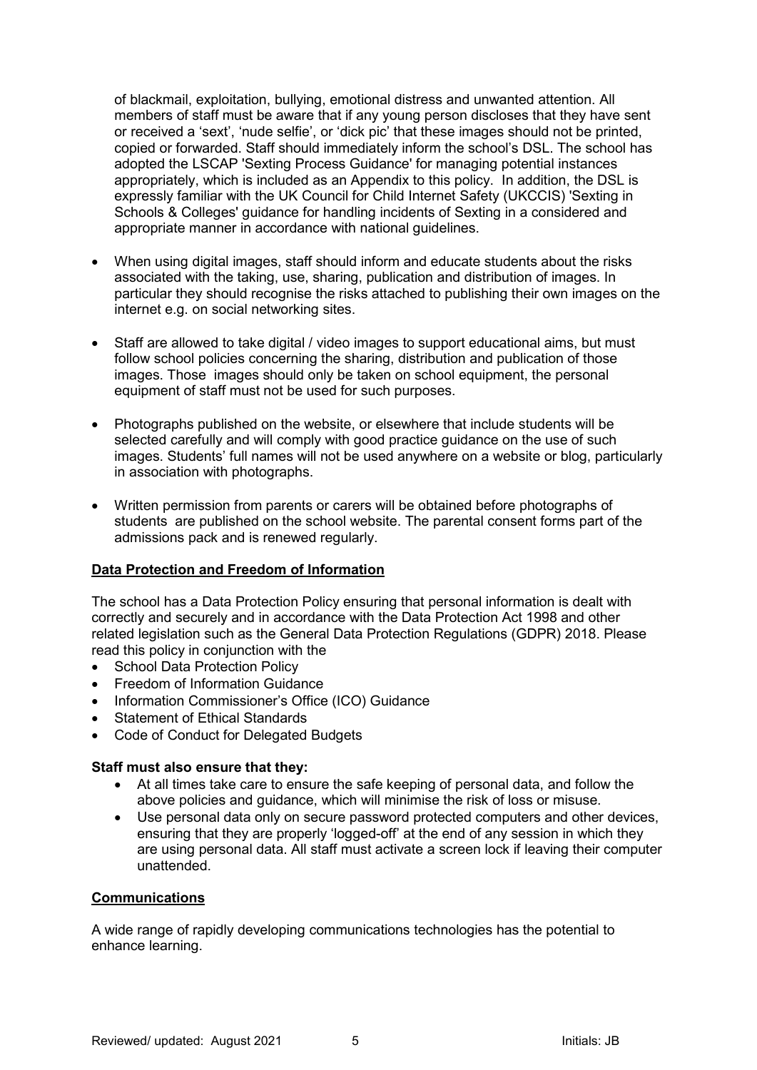of blackmail, exploitation, bullying, emotional distress and unwanted attention. All members of staff must be aware that if any young person discloses that they have sent or received a 'sext', 'nude selfie', or 'dick pic' that these images should not be printed, copied or forwarded. Staff should immediately inform the school's DSL. The school has adopted the LSCAP 'Sexting Process Guidance' for managing potential instances appropriately, which is included as an Appendix to this policy. In addition, the DSL is expressly familiar with the UK Council for Child Internet Safety (UKCCIS) 'Sexting in Schools & Colleges' guidance for handling incidents of Sexting in a considered and appropriate manner in accordance with national guidelines.

- When using digital images, staff should inform and educate students about the risks associated with the taking, use, sharing, publication and distribution of images. In particular they should recognise the risks attached to publishing their own images on the internet e.g. on social networking sites.
- Staff are allowed to take digital / video images to support educational aims, but must follow school policies concerning the sharing, distribution and publication of those images. Those images should only be taken on school equipment, the personal equipment of staff must not be used for such purposes.
- Photographs published on the website, or elsewhere that include students will be selected carefully and will comply with good practice guidance on the use of such images. Students' full names will not be used anywhere on a website or blog, particularly in association with photographs.
- Written permission from parents or carers will be obtained before photographs of students are published on the school website. The parental consent forms part of the admissions pack and is renewed regularly.

## Data Protection and Freedom of Information

The school has a Data Protection Policy ensuring that personal information is dealt with correctly and securely and in accordance with the Data Protection Act 1998 and other related legislation such as the General Data Protection Regulations (GDPR) 2018. Please read this policy in conjunction with the

- School Data Protection Policy
- Freedom of Information Guidance
- Information Commissioner's Office (ICO) Guidance
- Statement of Ethical Standards
- Code of Conduct for Delegated Budgets

**Staff must also ensure that they:**

- At all times take care to ensure the safe keeping of personal data, and follow the above policies and guidance, which will minimise the risk of loss or misuse.
- Use personal data only on secure password protected computers and other devices, ensuring that they are properly 'logged-off' at the end of any session in which they are using personal data. All staff must activate a screen lock if leaving their computer unattended.

## Communications

A wide range of rapidly developing communications technologies has the potential to enhance learning.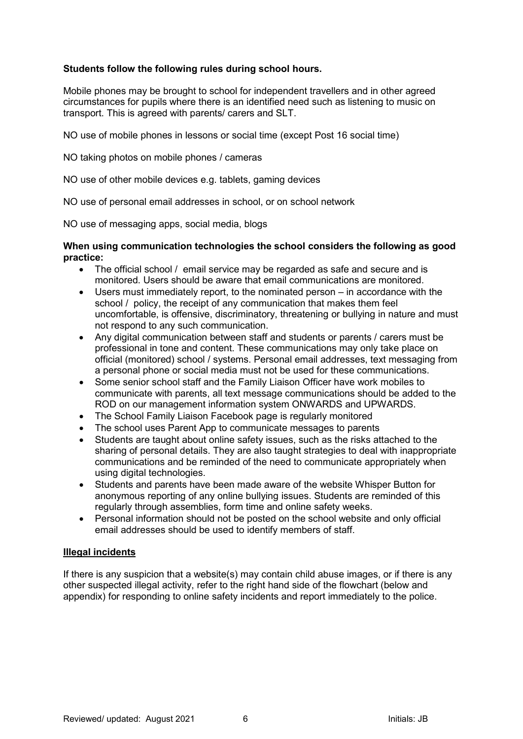**Students follow the following rules during school hours.**

Mobile phones may be brought to school for independent travellers and in other agreed circumstances for pupils where there is an identified need such as listening to music on transport. This is agreed with parents/ carers and SLT.

NO use of mobile phones in lessons or social time (except Post 16 social time)

NO taking photos on mobile phones / cameras

NO use of other mobile devices e.g. tablets, gaming devices

NO use of personal email addresses in school, or on school network

NO use of messaging apps, social media, blogs

**When using communication technologies the school considers the following as good practice:**

- The official school / email service may be regarded as safe and secure and is monitored. Users should be aware that email communications are monitored.
- Users must immediately report, to the nominated person – in accordance with the school / policy, the receipt of any communication that makes them feel uncomfortable, is offensive, discriminatory, threatening or bullying in nature and must not respond to any such communication.
- Any digital communication between staff and students or parents / carers must be professional in tone and content. These communications may only take place on official (monitored) school / systems. Personal email addresses, text messaging from a personal phone or social media must not be used for these communications.
- Some senior school staff and the Family Liaison Officer have work mobiles to communicate with parents, all text message communications should be added to the ROD on our management information system ONWARDS and UPWARDS.
- The School Family Liaison Facebook page is regularly monitored
- The school uses Parent App to communicate messages to parents
- Students are taught about online safety issues, such as the risks attached to the sharing of personal details. They are also taught strategies to deal with inappropriate communications and be reminded of the need to communicate appropriately when using digital technologies.
- Students and parents have been made aware of the website Whisper Button for anonymous reporting of any online bullying issues. Students are reminded of this regularly through assemblies, form time and online safety weeks.
- Personal information should not be posted on the school website and only official email addresses should be used to identify members of staff.

**Illegal incidents**

If there is any suspicion that a website(s) may contain child abuse images, or if there is any other suspected illegal activity, refer to the right hand side of the flowchart (below and appendix) for responding to online safety incidents and report immediately to the police.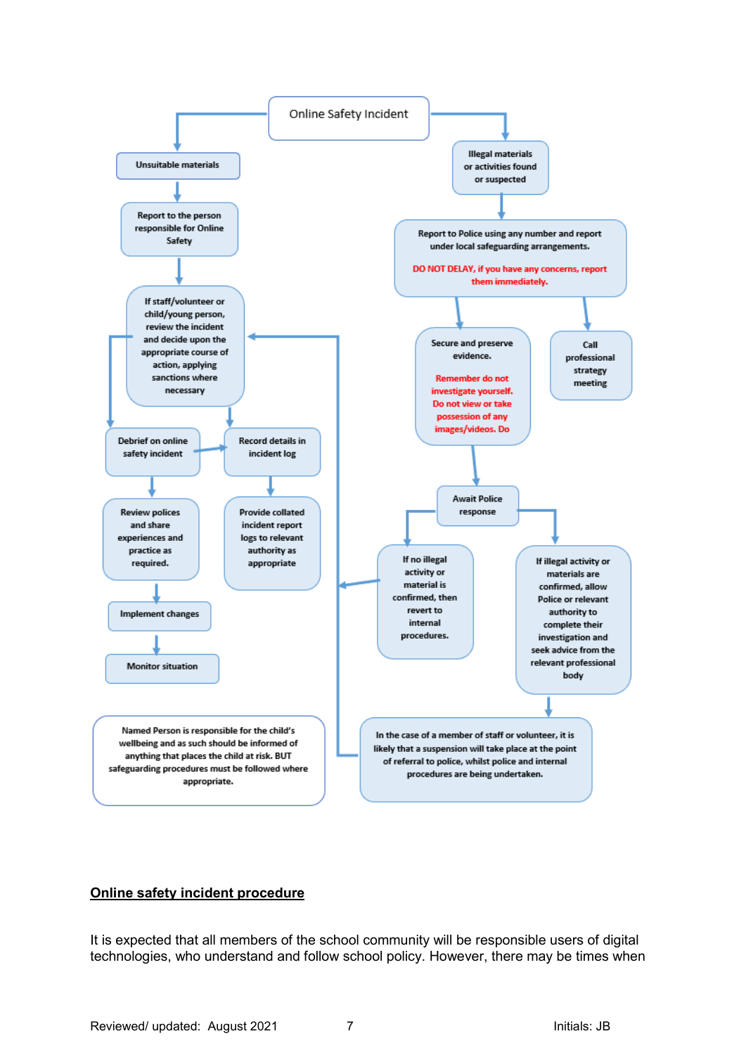Online Safety Incident

Unsuitable materials

Report to the person responsible for Online Safety

If staff/volunteer or child/young person, review the incident and decide upon the appropriate course of action, applying sanctions where necessary

Debrief on online safety incident

Record details in incident log

Review polices and share experiences and practice as required.

Provide collated incident report logs to relevant authority as appropriate

Implement changes

Monitor situation

Illegal materials or activities found or suspected

Report to Police using any number and report under local safeguarding arrangements.

DO NOT DELAY, if you have any concerns, report them immediately.

Secure and preserve evidence.

Remember do not investigate yourself. Do not view or take possession of any images/videos. Do

Call professional strategy meeting

Await Police response

If no illegal activity or material is confirmed, then revert to internal procedures.

If illegal activity or materials are confirmed, allow Police or relevant authority to complete their investigation and seek advice from the relevant professional body

Named Person is responsible for the child's wellbeing and as such should be informed of anything that places the child at risk. BUT safeguarding procedures must be followed where appropriate.

In the case of a member of staff or volunteer, it is likely that a suspension will take place at the point of referral to police, whilst police and internal procedures are being undertaken.

**Online safety incident procedure**

It is expected that all members of the school community will be responsible users of digital technologies, who understand and follow school policy. However, there may be times when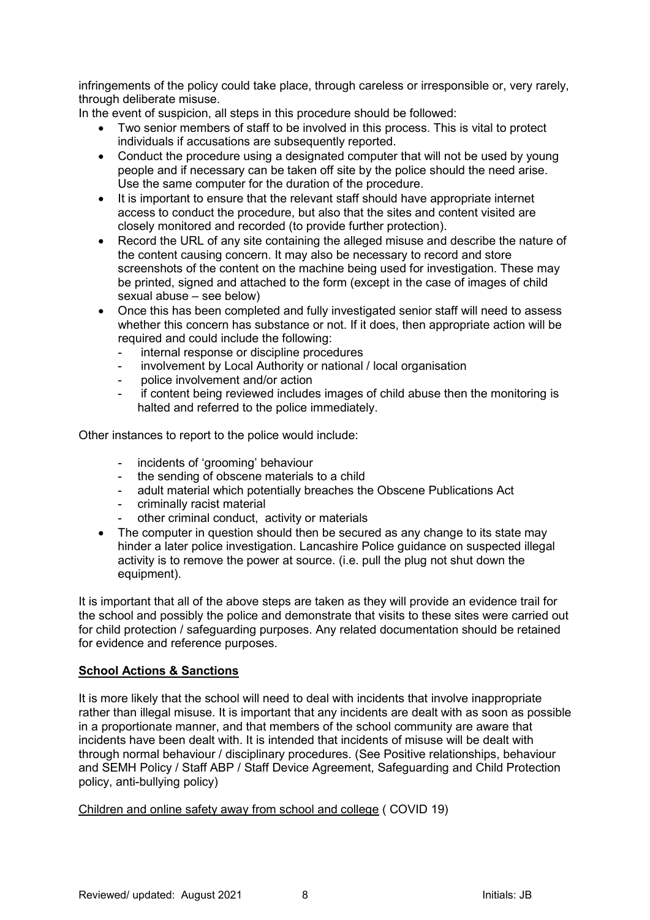infringements of the policy could take place, through careless or irresponsible or, very rarely, through deliberate misuse.

In the event of suspicion, all steps in this procedure should be followed:

- Two senior members of staff to be involved in this process. This is vital to protect individuals if accusations are subsequently reported.
- Conduct the procedure using a designated computer that will not be used by young people and if necessary can be taken off site by the police should the need arise. Use the same computer for the duration of the procedure.
- It is important to ensure that the relevant staff should have appropriate internet access to conduct the procedure, but also that the sites and content visited are closely monitored and recorded (to provide further protection).
- Record the URL of any site containing the alleged misuse and describe the nature of the content causing concern. It may also be necessary to record and store screenshots of the content on the machine being used for investigation. These may be printed, signed and attached to the form (except in the case of images of child sexual abuse – see below)
- Once this has been completed and fully investigated senior staff will need to assess whether this concern has substance or not. If it does, then appropriate action will be required and could include the following:
    - internal response or discipline procedures
    - involvement by Local Authority or national / local organisation
    - police involvement and/or action
    - if content being reviewed includes images of child abuse then the monitoring is halted and referred to the police immediately.

Other instances to report to the police would include:

- incidents of 'grooming' behaviour
- the sending of obscene materials to a child
- adult material which potentially breaches the Obscene Publications Act
- criminally racist material
- other criminal conduct, activity or materials

- The computer in question should then be secured as any change to its state may hinder a later police investigation. Lancashire Police guidance on suspected illegal activity is to remove the power at source. (i.e. pull the plug not shut down the equipment).

It is important that all of the above steps are taken as they will provide an evidence trail for the school and possibly the police and demonstrate that visits to these sites were carried out for child protection / safeguarding purposes. Any related documentation should be retained for evidence and reference purposes.

## School Actions & Sanctions

It is more likely that the school will need to deal with incidents that involve inappropriate rather than illegal misuse. It is important that any incidents are dealt with as soon as possible in a proportionate manner, and that members of the school community are aware that incidents have been dealt with. It is intended that incidents of misuse will be dealt with through normal behaviour / disciplinary procedures. (See Positive relationships, behaviour and SEMH Policy / Staff ABP / Staff Device Agreement, Safeguarding and Child Protection policy, anti-bullying policy)

Children and online safety away from school and college ( COVID 19)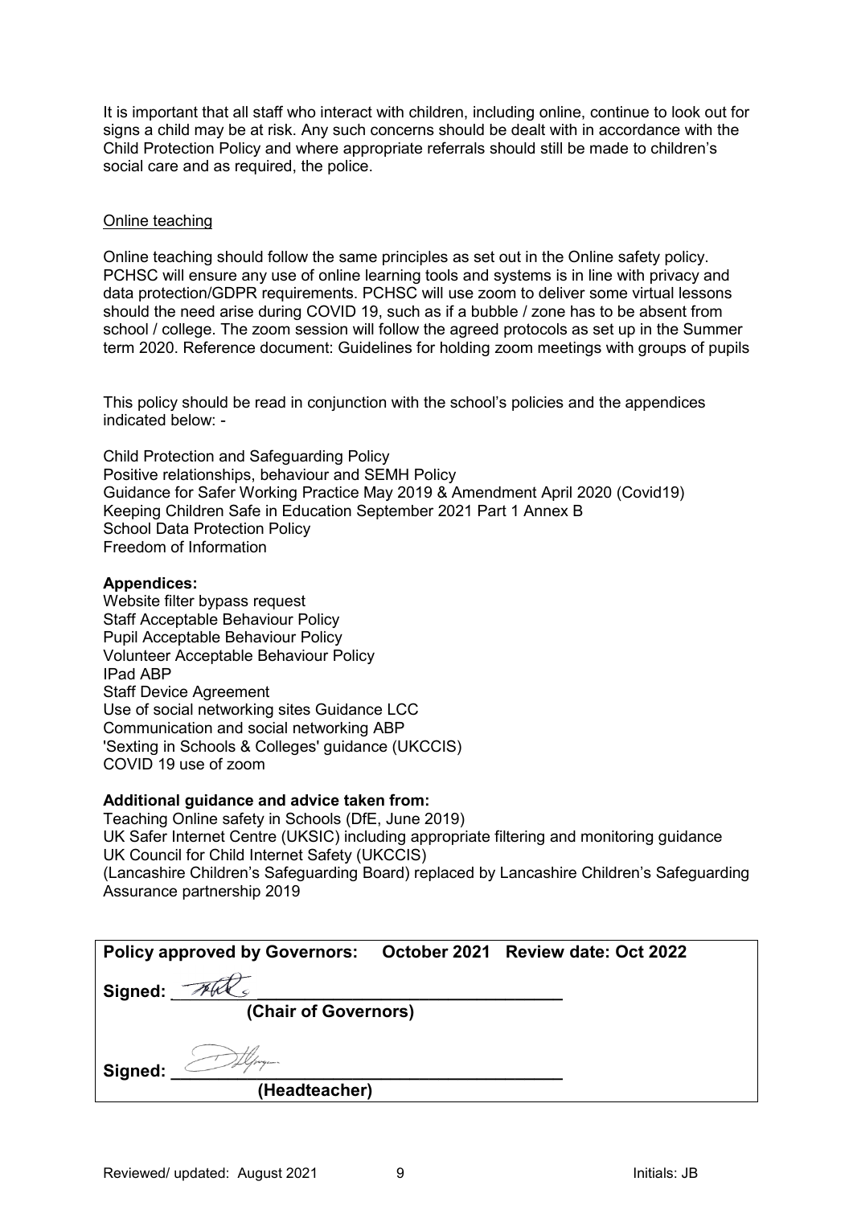It is important that all staff who interact with children, including online, continue to look out for signs a child may be at risk. Any such concerns should be dealt with in accordance with the Child Protection Policy and where appropriate referrals should still be made to children's social care and as required, the police.

Online teaching

Online teaching should follow the same principles as set out in the Online safety policy. PCHSC will ensure any use of online learning tools and systems is in line with privacy and data protection/GDPR requirements. PCHSC will use zoom to deliver some virtual lessons should the need arise during COVID 19, such as if a bubble / zone has to be absent from school / college. The zoom session will follow the agreed protocols as set up in the Summer term 2020. Reference document: Guidelines for holding zoom meetings with groups of pupils

This policy should be read in conjunction with the school's policies and the appendices indicated below: -

Child Protection and Safeguarding Policy
Positive relationships, behaviour and SEMH Policy
Guidance for Safer Working Practice May 2019 & Amendment April 2020 (Covid19)
Keeping Children Safe in Education September 2021 Part 1 Annex B
School Data Protection Policy
Freedom of Information

**Appendices:**
Website filter bypass request
Staff Acceptable Behaviour Policy
Pupil Acceptable Behaviour Policy
Volunteer Acceptable Behaviour Policy
IPad ABP
Staff Device Agreement
Use of social networking sites Guidance LCC
Communication and social networking ABP
'Sexting in Schools & Colleges' guidance (UKCCIS)
COVID 19 use of zoom

**Additional guidance and advice taken from:**
Teaching Online safety in Schools (DfE, June 2019)
UK Safer Internet Centre (UKSIC) including appropriate filtering and monitoring guidance
UK Council for Child Internet Safety (UKCCIS)
(Lancashire Children's Safeguarding Board) replaced by Lancashire Children's Safeguarding Assurance partnership 2019

**Policy approved by Governors: October 2021 Review date: Oct 2022**

**Signed:** ______________________________
**(Chair of Governors)**

**Signed:** ______________________________
**(Headteacher)**

Reviewed/ updated: August 2021 Initials: JB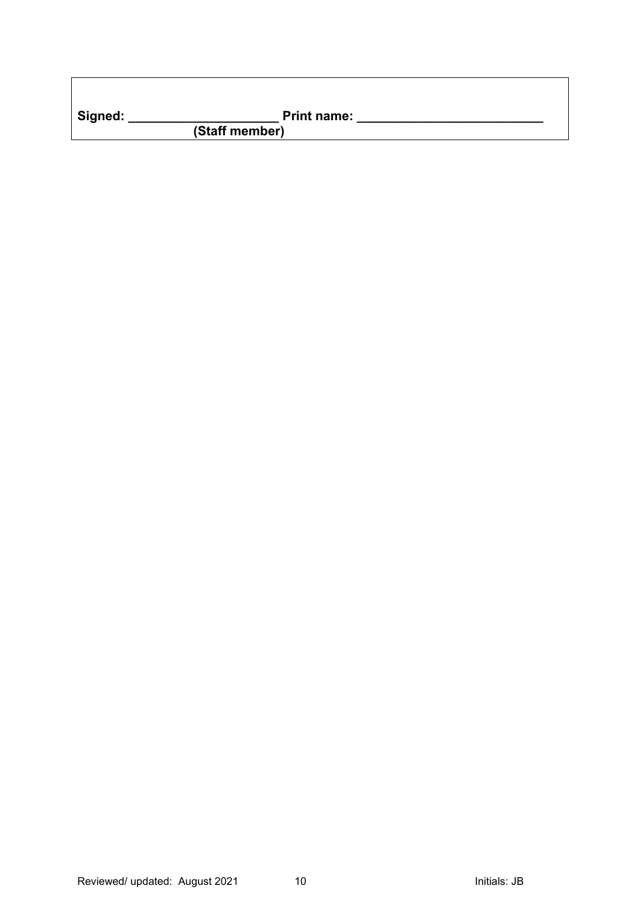**Signed: _____________________ Print name: _________________________**
**(Staff member)**